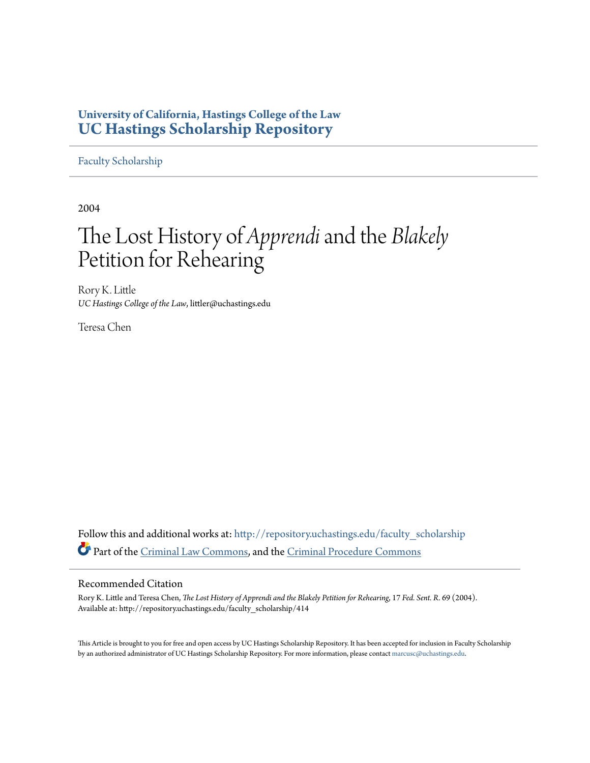University of California, Hastings College of the Law
**UC Hastings Scholarship Repository**

Faculty Scholarship

2004

# The Lost History of *Apprendi* and the *Blakely* Petition for Rehearing

Rory K. Little
*UC Hastings College of the Law*, littler@uchastings.edu

Teresa Chen

Follow this and additional works at: http://repository.uchastings.edu/faculty_scholarship

Part of the Criminal Law Commons, and the Criminal Procedure Commons

## Recommended Citation

Rory K. Little and Teresa Chen, *The Lost History of Apprendi and the Blakely Petition for Rehearing*, 17 *Fed. Sent. R.* 69 (2004).
Available at: http://repository.uchastings.edu/faculty_scholarship/414

This Article is brought to you for free and open access by UC Hastings Scholarship Repository. It has been accepted for inclusion in Faculty Scholarship by an authorized administrator of UC Hastings Scholarship Repository. For more information, please contact marcusc@uchastings.edu.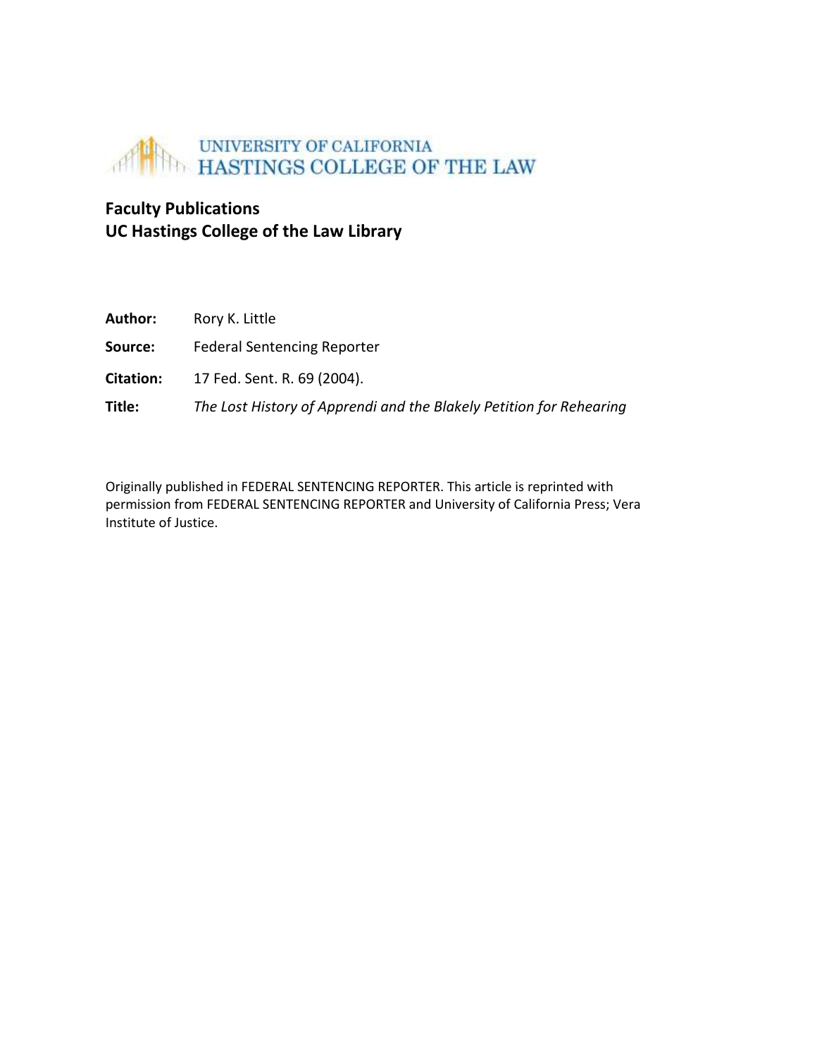UNIVERSITY OF CALIFORNIA
HASTINGS COLLEGE OF THE LAW

**Faculty Publications**
**UC Hastings College of the Law Library**

**Author:** Rory K. Little

**Source:** Federal Sentencing Reporter

**Citation:** 17 Fed. Sent. R. 69 (2004).

**Title:** *The Lost History of Apprendi and the Blakely Petition for Rehearing*

Originally published in FEDERAL SENTENCING REPORTER. This article is reprinted with permission from FEDERAL SENTENCING REPORTER and University of California Press; Vera Institute of Justice.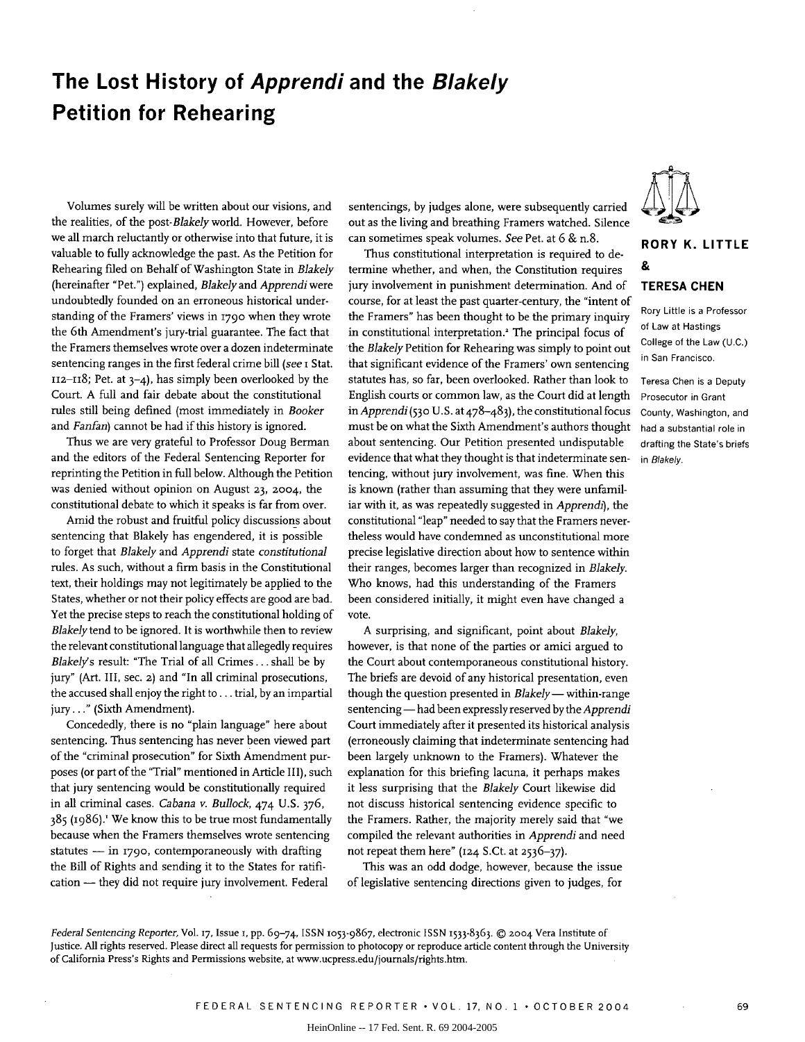# The Lost History of *Apprendi* and the *Blakely* Petition for Rehearing

**RORY K. LITTLE & TERESA CHEN**

Rory Little is a Professor of Law at Hastings College of the Law (U.C.) in San Francisco.

Teresa Chen is a Deputy Prosecutor in Grant County, Washington, and had a substantial role in drafting the State's briefs in *Blakely*.

Volumes surely will be written about our visions, and the realities, of the post-*Blakely* world. However, before we all march reluctantly or otherwise into that future, it is valuable to fully acknowledge the past. As the Petition for Rehearing filed on Behalf of Washington State in *Blakely* (hereinafter "Pet.") explained, *Blakely* and *Apprendi* were undoubtedly founded on an erroneous historical understanding of the Framers' views in 1790 when they wrote the 6th Amendment's jury-trial guarantee. The fact that the Framers themselves wrote over a dozen indeterminate sentencing ranges in the first federal crime bill (*see* 1 Stat. 112–118; Pet. at 3–4), has simply been overlooked by the Court. A full and fair debate about the constitutional rules still being defined (most immediately in *Booker* and *Fanfan*) cannot be had if this history is ignored.

Thus we are very grateful to Professor Doug Berman and the editors of the Federal Sentencing Reporter for reprinting the Petition in full below. Although the Petition was denied without opinion on August 23, 2004, the constitutional debate to which it speaks is far from over.

Amid the robust and fruitful policy discussions about sentencing that Blakely has engendered, it is possible to forget that *Blakely* and *Apprendi* state *constitutional* rules. As such, without a firm basis in the Constitutional text, their holdings may not legitimately be applied to the States, whether or not their policy effects are good are bad. Yet the precise steps to reach the constitutional holding of *Blakely* tend to be ignored. It is worthwhile then to review the relevant constitutional language that allegedly requires *Blakely*'s result: "The Trial of all Crimes . . . shall be by jury" (Art. III, sec. 2) and "In all criminal prosecutions, the accused shall enjoy the right to . . . trial, by an impartial jury . . ." (Sixth Amendment).

Concededly, there is no "plain language" here about sentencing. Thus sentencing has never been viewed part of the "criminal prosecution" for Sixth Amendment purposes (or part of the "Trial" mentioned in Article III), such that jury sentencing would be constitutionally required in all criminal cases. *Cabana v. Bullock*, 474 U.S. 376, 385 (1986).[1] We know this to be true most fundamentally because when the Framers themselves wrote sentencing statutes — in 1790, contemporaneously with drafting the Bill of Rights and sending it to the States for ratification — they did not require jury involvement. Federal sentencings, by judges alone, were subsequently carried out as the living and breathing Framers watched. Silence can sometimes speak volumes. *See* Pet. at 6 & n.8.

Thus constitutional interpretation is required to determine whether, and when, the Constitution requires jury involvement in punishment determination. And of course, for at least the past quarter-century, the "intent of the Framers" has been thought to be the primary inquiry in constitutional interpretation.[2] The principal focus of the *Blakely* Petition for Rehearing was simply to point out that significant evidence of the Framers' own sentencing statutes has, so far, been overlooked. Rather than look to English courts or common law, as the Court did at length in *Apprendi* (530 U.S. at 478–483), the constitutional focus must be on what the Sixth Amendment's authors thought about sentencing. Our Petition presented undisputable evidence that what they thought is that indeterminate sentencing, without jury involvement, was fine. When this is known (rather than assuming that they were unfamiliar with it, as was repeatedly suggested in *Apprendi*), the constitutional "leap" needed to say that the Framers nevertheless would have condemned as unconstitutional more precise legislative direction about how to sentence within their ranges, becomes larger than recognized in *Blakely*. Who knows, had this understanding of the Framers been considered initially, it might even have changed a vote.

A surprising, and significant, point about *Blakely*, however, is that none of the parties or amici argued to the Court about contemporaneous constitutional history. The briefs are devoid of any historical presentation, even though the question presented in *Blakely* — within-range sentencing — had been expressly reserved by the *Apprendi* Court immediately after it presented its historical analysis (erroneously claiming that indeterminate sentencing had been largely unknown to the Framers). Whatever the explanation for this briefing lacuna, it perhaps makes it less surprising that the *Blakely* Court likewise did not discuss historical sentencing evidence specific to the Framers. Rather, the majority merely said that "we compiled the relevant authorities in *Apprendi* and need not repeat them here" (124 S.Ct. at 2536–37).

This was an odd dodge, however, because the issue of legislative sentencing directions given to judges, for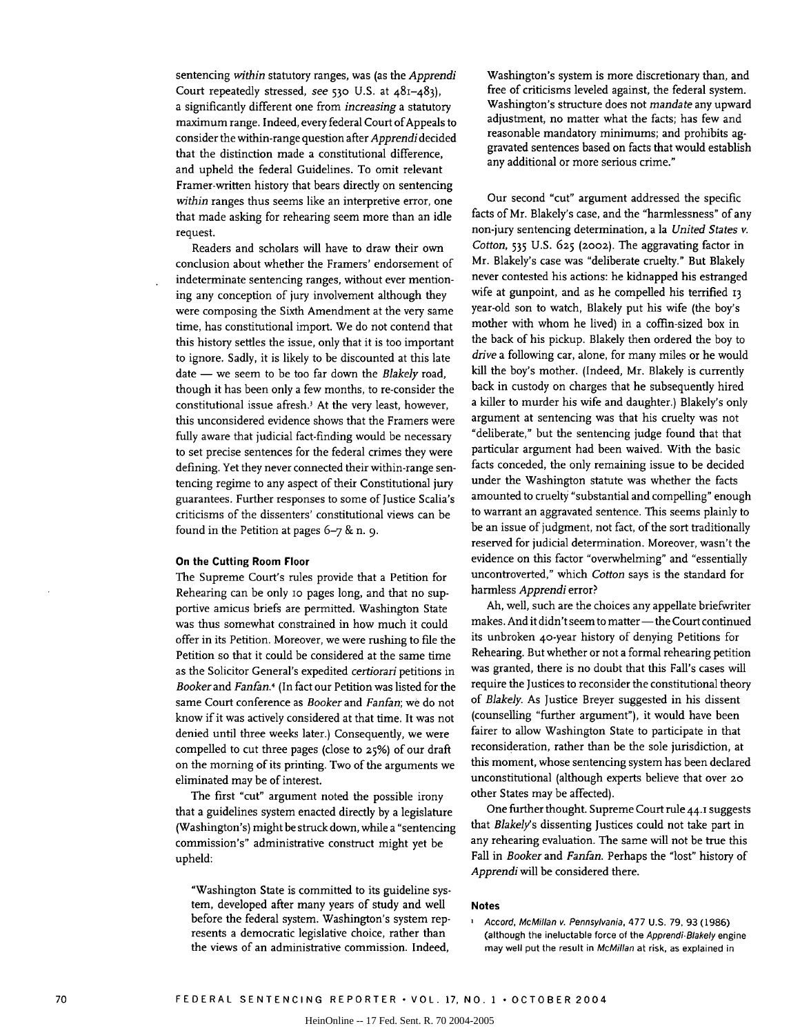sentencing *within* statutory ranges, was (as the *Apprendi* Court repeatedly stressed, *see* 530 U.S. at 481–483), a significantly different one from *increasing* a statutory maximum range. Indeed, every federal Court of Appeals to consider the within-range question after *Apprendi* decided that the distinction made a constitutional difference, and upheld the federal Guidelines. To omit relevant Framer-written history that bears directly on sentencing *within* ranges thus seems like an interpretive error, one that made asking for rehearing seem more than an idle request.

Readers and scholars will have to draw their own conclusion about whether the Framers' endorsement of indeterminate sentencing ranges, without ever mentioning any conception of jury involvement although they were composing the Sixth Amendment at the very same time, has constitutional import. We do not contend that this history settles the issue, only that it is too important to ignore. Sadly, it is likely to be discounted at this late date — we seem to be too far down the *Blakely* road, though it has been only a few months, to re-consider the constitutional issue afresh.[3] At the very least, however, this unconsidered evidence shows that the Framers were fully aware that judicial fact-finding would be necessary to set precise sentences for the federal crimes they were defining. Yet they never connected their within-range sentencing regime to any aspect of their Constitutional jury guarantees. Further responses to some of Justice Scalia's criticisms of the dissenters' constitutional views can be found in the Petition at pages 6–7 & n. 9.

### On the Cutting Room Floor

The Supreme Court's rules provide that a Petition for Rehearing can be only 10 pages long, and that no supportive amicus briefs are permitted. Washington State was thus somewhat constrained in how much it could offer in its Petition. Moreover, we were rushing to file the Petition so that it could be considered at the same time as the Solicitor General's expedited *certiorari* petitions in *Booker* and *Fanfan*.[4] (In fact our Petition was listed for the same Court conference as *Booker* and *Fanfan*; we do not know if it was actively considered at that time. It was not denied until three weeks later.) Consequently, we were compelled to cut three pages (close to 25%) of our draft on the morning of its printing. Two of the arguments we eliminated may be of interest.

The first "cut" argument noted the possible irony that a guidelines system enacted directly by a legislature (Washington's) might be struck down, while a "sentencing commission's" administrative construct might yet be upheld:

> "Washington State is committed to its guideline system, developed after many years of study and well before the federal system. Washington's system represents a democratic legislative choice, rather than the views of an administrative commission. Indeed, Washington's system is more discretionary than, and free of criticisms leveled against, the federal system. Washington's structure does not *mandate* any upward adjustment, no matter what the facts; has few and reasonable mandatory minimums; and prohibits aggravated sentences based on facts that would establish any additional or more serious crime."

Our second "cut" argument addressed the specific facts of Mr. Blakely's case, and the "harmlessness" of any non-jury sentencing determination, a la *United States v. Cotton*, 535 U.S. 625 (2002). The aggravating factor in Mr. Blakely's case was "deliberate cruelty." But Blakely never contested his actions: he kidnapped his estranged wife at gunpoint, and as he compelled his terrified 13 year-old son to watch, Blakely put his wife (the boy's mother with whom he lived) in a coffin-sized box in the back of his pickup. Blakely then ordered the boy to *drive* a following car, alone, for many miles or he would kill the boy's mother. (Indeed, Mr. Blakely is currently back in custody on charges that he subsequently hired a killer to murder his wife and daughter.) Blakely's only argument at sentencing was that his cruelty was not "deliberate," but the sentencing judge found that that particular argument had been waived. With the basic facts conceded, the only remaining issue to be decided under the Washington statute was whether the facts amounted to cruelty "substantial and compelling" enough to warrant an aggravated sentence. This seems plainly to be an issue of judgment, not fact, of the sort traditionally reserved for judicial determination. Moreover, wasn't the evidence on this factor "overwhelming" and "essentially uncontroverted," which *Cotton* says is the standard for harmless *Apprendi* error?

Ah, well, such are the choices any appellate briefwriter makes. And it didn't seem to matter — the Court continued its unbroken 40-year history of denying Petitions for Rehearing. But whether or not a formal rehearing petition was granted, there is no doubt that this Fall's cases will require the Justices to reconsider the constitutional theory of *Blakely*. As Justice Breyer suggested in his dissent (counselling "further argument"), it would have been fairer to allow Washington State to participate in that reconsideration, rather than be the sole jurisdiction, at this moment, whose sentencing system has been declared unconstitutional (although experts believe that over 20 other States may be affected).

One further thought. Supreme Court rule 44.1 suggests that *Blakely*'s dissenting Justices could not take part in any rehearing evaluation. The same will not be true this Fall in *Booker* and *Fanfan*. Perhaps the "lost" history of *Apprendi* will be considered there.

### Notes

1 *Accord, McMillan v. Pennsylvania*, 477 U.S. 79, 93 (1986) (although the ineluctable force of the *Apprendi-Blakely* engine may well put the result in *McMillan* at risk, as explained in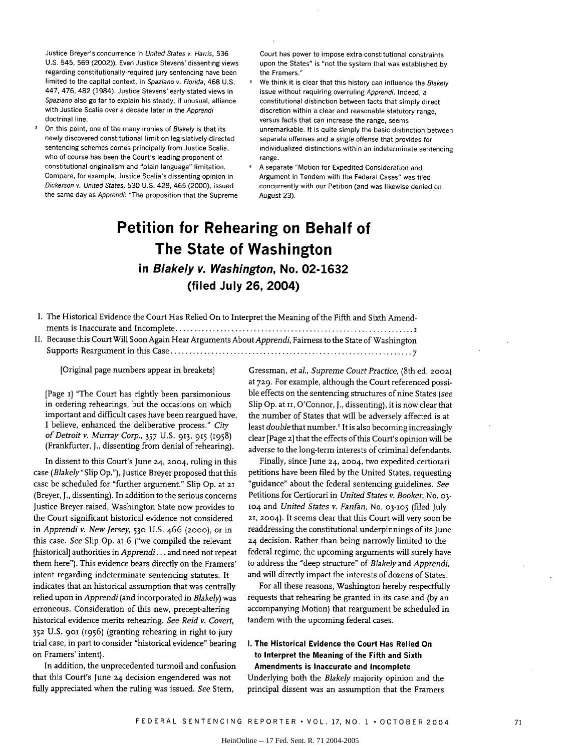Justice Breyer's concurrence in *United States v. Harris*, 536 U.S. 545, 569 (2002)). Even Justice Stevens' dissenting views regarding constitutionally-required jury sentencing have been limited to the capital context, in *Spaziano v. Florida*, 468 U.S. 447, 476, 482 (1984). Justice Stevens' early-stated views in *Spaziano* also go far to explain his steady, if unusual, alliance with Justice Scalia over a decade later in the *Apprendi* doctrinal line.

[2] On this point, one of the many ironies of *Blakely* is that its newly discovered constitutional limit on legislatively-directed sentencing schemes comes principally from Justice Scalia, who of course has been the Court's leading proponent of constitutional originalism and "plain language" limitation. Compare, for example, Justice Scalia's dissenting opinion in *Dickerson v. United States*, 530 U.S. 428, 465 (2000), issued the same day as *Apprendi*: "The proposition that the Supreme Court has power to impose extra-constitutional constraints upon the States" is "not the system that was established by the Framers."

[3] We think it is clear that this history can influence the *Blakely* issue without requiring overruling *Apprendi*. Indeed, a constitutional distinction between facts that simply direct discretion within a clear and reasonable statutory range, versus facts that can increase the range, seems unremarkable. It is quite simply the basic distinction between separate offenses and a *single* offense that provides for individualized distinctions within an indeterminate sentencing range.

[4] A separate "Motion for Expedited Consideration and Argument in Tendem with the Federal Cases" was filed concurrently with our Petition (and was likewise denied on August 23).

# Petition for Rehearing on Behalf of The State of Washington

## in *Blakely v. Washington*, No. 02-1632 (filed July 26, 2004)

I. The Historical Evidence the Court Has Relied On to Interpret the Meaning of the Fifth and Sixth Amendments is Inaccurate and Incomplete . . . . . . . . . . 1

II. Because this Court Will Soon Again Hear Arguments About *Apprendi*, Fairness to the State of Washington Supports Reargument in this Case . . . . . . . . . . 7

[Original page numbers appear in breakets]

[Page 1] "The Court has rightly been parsimonious in ordering rehearings, but the occasions on which important and difficult cases have been reargued have, I believe, enhanced the deliberative process." *City of Detroit v. Murray Corp.*, 357 U.S. 913, 915 (1958) (Frankfurter, J., dissenting from denial of rehearing).

In dissent to this Court's June 24, 2004, ruling in this case (*Blakely* "Slip Op."), Justice Breyer proposed that this case be scheduled for "further argument." Slip Op. at 21 (Breyer, J., dissenting). In addition to the serious concerns Justice Breyer raised, Washington State now provides to the Court significant historical evidence not considered in *Apprendi v. New Jersey*, 530 U.S. 466 (2000), or in this case. *See* Slip Op. at 6 ("we compiled the relevant [historical] authorities in *Apprendi*... and need not repeat them here"). This evidence bears directly on the Framers' intent regarding indeterminate sentencing statutes. It indicates that an historical assumption that was centrally relied upon in *Apprendi* (and incorporated in *Blakely*) was erroneous. Consideration of this new, precept-altering historical evidence merits rehearing. *See Reid v. Covert*, 352 U.S. 901 (1956) (granting rehearing in right to jury trial case, in part to consider "historical evidence" bearing on Framers' intent).

In addition, the unprecedented turmoil and confusion that this Court's June 24 decision engendered was not fully appreciated when the ruling was issued. *See* Stern, Gressman, *et al.*, *Supreme Court Practice*, (8th ed. 2002) at 729. For example, although the Court referenced possible effects on the sentencing structures of nine States (*see* Slip Op. at 11, O'Connor, J., dissenting), it is now clear that the number of States that will be adversely affected is at least *double* that number.[1] It is also becoming increasingly clear [Page 2] that the effects of this Court's opinion will be adverse to the long-term interests of criminal defendants.

Finally, since June 24, 2004, two expedited certiorari petitions have been filed by the United States, requesting "guidance" about the federal sentencing guidelines. *See* Petitions for Certiorari in *United States v. Booker*, No. 03-104 and *United States v. Fanfan*, No. 03-105 (filed July 21, 2004). It seems clear that this Court will very soon be readdressing the constitutional underpinnings of its June 24 decision. Rather than being narrowly limited to the federal regime, the upcoming arguments will surely have to address the "deep structure" of *Blakely* and *Apprendi*, and will directly impact the interests of dozens of States.

For all these reasons, Washington hereby respectfully requests that rehearing be granted in its case and (by an accompanying Motion) that reargument be scheduled in tandem with the upcoming federal cases.

### I. The Historical Evidence the Court Has Relied On to Interpret the Meaning of the Fifth and Sixth Amendments is Inaccurate and Incomplete

Underlying both the *Blakely* majority opinion and the principal dissent was an assumption that the Framers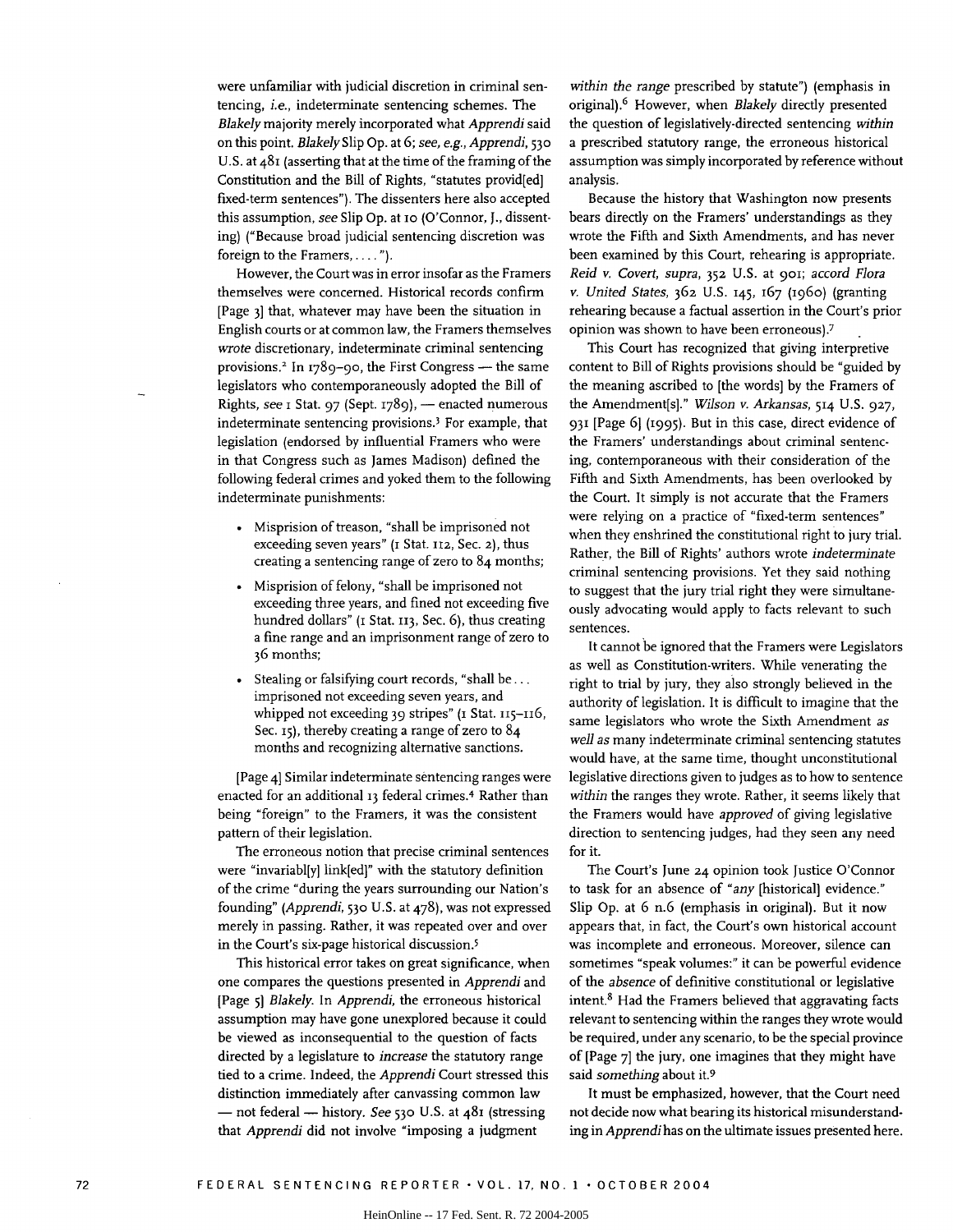were unfamiliar with judicial discretion in criminal sentencing, *i.e.*, indeterminate sentencing schemes. The *Blakely* majority merely incorporated what *Apprendi* said on this point. *Blakely* Slip Op. at 6; *see, e.g., Apprendi*, 530 U.S. at 481 (asserting that at the time of the framing of the Constitution and the Bill of Rights, "statutes provid[ed] fixed-term sentences"). The dissenters here also accepted this assumption, *see* Slip Op. at 10 (O'Connor, J., dissenting) ("Because broad judicial sentencing discretion was foreign to the Framers, . . . .").

However, the Court was in error insofar as the Framers themselves were concerned. Historical records confirm [Page 3] that, whatever may have been the situation in English courts or at common law, the Framers themselves *wrote* discretionary, indeterminate criminal sentencing provisions.[2] In 1789–90, the First Congress — the same legislators who contemporaneously adopted the Bill of Rights, *see* 1 Stat. 97 (Sept. 1789), — enacted numerous indeterminate sentencing provisions.[3] For example, that legislation (endorsed by influential Framers who were in that Congress such as James Madison) defined the following federal crimes and yoked them to the following indeterminate punishments:

- Misprision of treason, "shall be imprisoned not exceeding seven years" (1 Stat. 112, Sec. 2), thus creating a sentencing range of zero to 84 months;
- Misprision of felony, "shall be imprisoned not exceeding three years, and fined not exceeding five hundred dollars" (1 Stat. 113, Sec. 6), thus creating a fine range and an imprisonment range of zero to 36 months;
- Stealing or falsifying court records, "shall be . . . imprisoned not exceeding seven years, and whipped not exceeding 39 stripes" (1 Stat. 115–116, Sec. 15), thereby creating a range of zero to 84 months and recognizing alternative sanctions.

[Page 4] Similar indeterminate sentencing ranges were enacted for an additional 13 federal crimes.[4] Rather than being "foreign" to the Framers, it was the consistent pattern of their legislation.

The erroneous notion that precise criminal sentences were "invariabl[y] link[ed]" with the statutory definition of the crime "during the years surrounding our Nation's founding" (*Apprendi*, 530 U.S. at 478), was not expressed merely in passing. Rather, it was repeated over and over in the Court's six-page historical discussion.[5]

This historical error takes on great significance, when one compares the questions presented in *Apprendi* and [Page 5] *Blakely*. In *Apprendi*, the erroneous historical assumption may have gone unexplored because it could be viewed as inconsequential to the question of facts directed by a legislature to *increase* the statutory range tied to a crime. Indeed, the *Apprendi* Court stressed this distinction immediately after canvassing common law — not federal — history. *See* 530 U.S. at 481 (stressing that *Apprendi* did not involve "imposing a judgment *within the range* prescribed by statute") (emphasis in original).[6] However, when *Blakely* directly presented the question of legislatively-directed sentencing *within* a prescribed statutory range, the erroneous historical assumption was simply incorporated by reference without analysis.

Because the history that Washington now presents bears directly on the Framers' understandings as they wrote the Fifth and Sixth Amendments, and has never been examined by this Court, rehearing is appropriate. *Reid v. Covert*, *supra*, 352 U.S. at 901; *accord Flora v. United States*, 362 U.S. 145, 167 (1960) (granting rehearing because a factual assertion in the Court's prior opinion was shown to have been erroneous).[7]

This Court has recognized that giving interpretive content to Bill of Rights provisions should be "guided by the meaning ascribed to [the words] by the Framers of the Amendment[s]." *Wilson v. Arkansas*, 514 U.S. 927, 931 [Page 6] (1995). But in this case, direct evidence of the Framers' understandings about criminal sentencing, contemporaneous with their consideration of the Fifth and Sixth Amendments, has been overlooked by the Court. It simply is not accurate that the Framers were relying on a practice of "fixed-term sentences" when they enshrined the constitutional right to jury trial. Rather, the Bill of Rights' authors wrote *indeterminate* criminal sentencing provisions. Yet they said nothing to suggest that the jury trial right they were simultaneously advocating would apply to facts relevant to such sentences.

It cannot be ignored that the Framers were Legislators as well as Constitution-writers. While venerating the right to trial by jury, they also strongly believed in the authority of legislation. It is difficult to imagine that the same legislators who wrote the Sixth Amendment *as well as* many indeterminate criminal sentencing statutes would have, at the same time, thought unconstitutional legislative directions given to judges as to how to sentence *within* the ranges they wrote. Rather, it seems likely that the Framers would have *approved* of giving legislative direction to sentencing judges, had they seen any need for it.

The Court's June 24 opinion took Justice O'Connor to task for an absence of "*any* [historical] evidence." Slip Op. at 6 n.6 (emphasis in original). But it now appears that, in fact, the Court's own historical account was incomplete and erroneous. Moreover, silence can sometimes "speak volumes:" it can be powerful evidence of the *absence* of definitive constitutional or legislative intent.[8] Had the Framers believed that aggravating facts relevant to sentencing within the ranges they wrote would be required, under any scenario, to be the special province of [Page 7] the jury, one imagines that they might have said *something* about it.[9]

It must be emphasized, however, that the Court need not decide now what bearing its historical misunderstanding in *Apprendi* has on the ultimate issues presented here.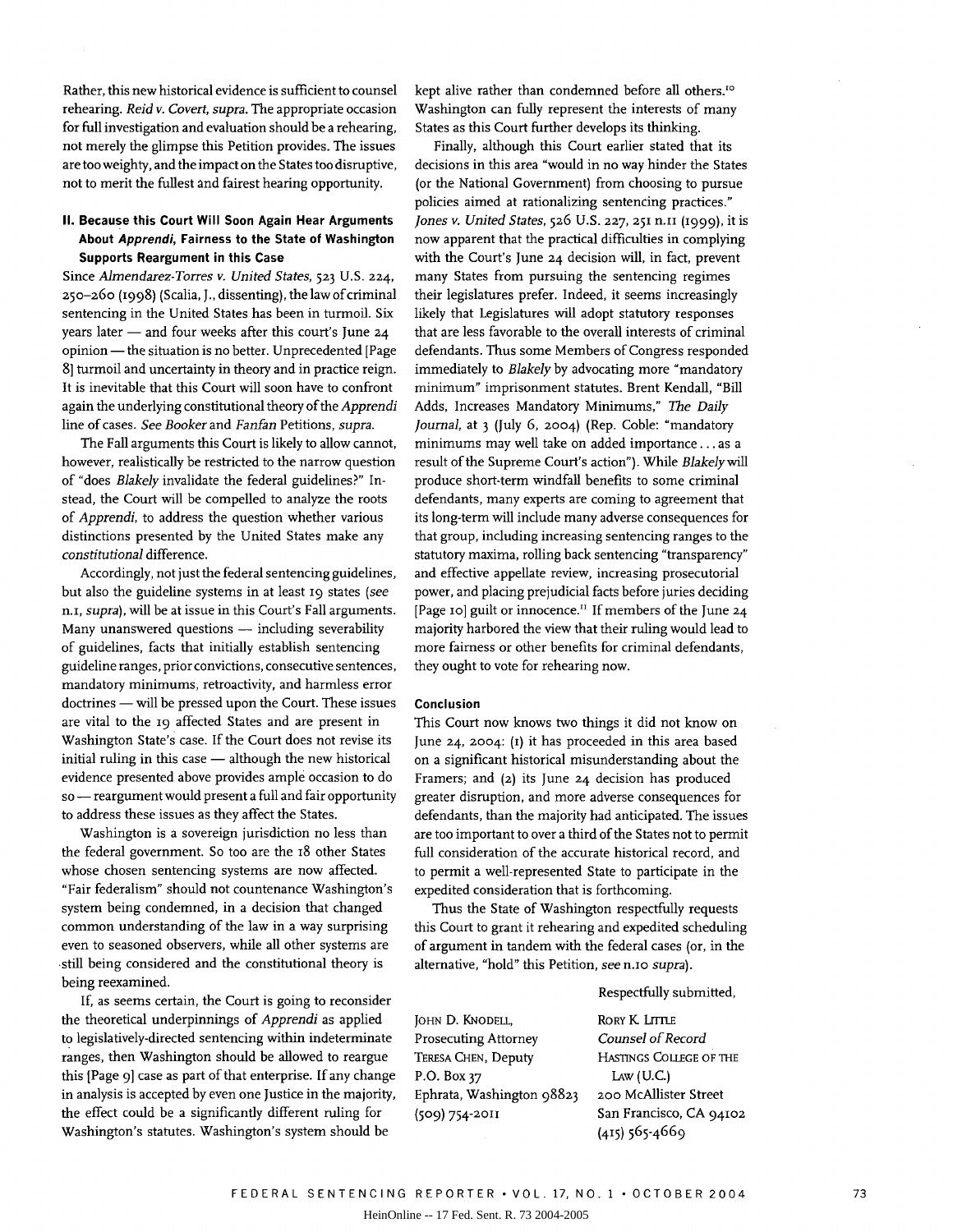Rather, this new historical evidence is sufficient to counsel rehearing. *Reid v. Covert, supra.* The appropriate occasion for full investigation and evaluation should be a rehearing, not merely the glimpse this Petition provides. The issues are too weighty, and the impact on the States too disruptive, not to merit the fullest and fairest hearing opportunity.

### II. Because this Court Will Soon Again Hear Arguments About *Apprendi*, Fairness to the State of Washington Supports Reargument in this Case

Since *Almendarez-Torres v. United States*, 523 U.S. 224, 250–260 (1998) (Scalia, J., dissenting), the law of criminal sentencing in the United States has been in turmoil. Six years later — and four weeks after this court's June 24 opinion — the situation is no better. Unprecedented [Page 8] turmoil and uncertainty in theory and in practice reign. It is inevitable that this Court will soon have to confront again the underlying constitutional theory of the *Apprendi* line of cases. *See Booker* and *Fanfan* Petitions, *supra.*

The Fall arguments this Court is likely to allow cannot, however, realistically be restricted to the narrow question of "does *Blakely* invalidate the federal guidelines?" Instead, the Court will be compelled to analyze the roots of *Apprendi*, to address the question whether various distinctions presented by the United States make any *constitutional* difference.

Accordingly, not just the federal sentencing guidelines, but also the guideline systems in at least 19 states (*see* n.1, *supra*), will be at issue in this Court's Fall arguments. Many unanswered questions — including severability of guidelines, facts that initially establish sentencing guideline ranges, prior convictions, consecutive sentences, mandatory minimums, retroactivity, and harmless error doctrines — will be pressed upon the Court. These issues are vital to the 19 affected States and are present in Washington State's case. If the Court does not revise its initial ruling in this case — although the new historical evidence presented above provides ample occasion to do so — reargument would present a full and fair opportunity to address these issues as they affect the States.

Washington is a sovereign jurisdiction no less than the federal government. So too are the 18 other States whose chosen sentencing systems are now affected. "Fair federalism" should not countenance Washington's system being condemned, in a decision that changed common understanding of the law in a way surprising even to seasoned observers, while all other systems are still being considered and the constitutional theory is being reexamined.

If, as seems certain, the Court is going to reconsider the theoretical underpinnings of *Apprendi* as applied to legislatively-directed sentencing within indeterminate ranges, then Washington should be allowed to reargue this [Page 9] case as part of that enterprise. If any change in analysis is accepted by even one Justice in the majority, the effect could be a significantly different ruling for Washington's statutes. Washington's system should be kept alive rather than condemned before all others.[10] Washington can fully represent the interests of many States as this Court further develops its thinking.

Finally, although this Court earlier stated that its decisions in this area "would in no way hinder the States (or the National Government) from choosing to pursue policies aimed at rationalizing sentencing practices." *Jones v. United States*, 526 U.S. 227, 251 n.11 (1999), it is now apparent that the practical difficulties in complying with the Court's June 24 decision will, in fact, prevent many States from pursuing the sentencing regimes their legislatures prefer. Indeed, it seems increasingly likely that Legislatures will adopt statutory responses that are less favorable to the overall interests of criminal defendants. Thus some Members of Congress responded immediately to *Blakely* by advocating more "mandatory minimum" imprisonment statutes. Brent Kendall, "Bill Adds, Increases Mandatory Minimums," *The Daily Journal*, at 3 (July 6, 2004) (Rep. Coble: "mandatory minimums may well take on added importance . . . as a result of the Supreme Court's action"). While *Blakely* will produce short-term windfall benefits to some criminal defendants, many experts are coming to agreement that its long-term will include many adverse consequences for that group, including increasing sentencing ranges to the statutory maxima, rolling back sentencing "transparency" and effective appellate review, increasing prosecutorial power, and placing prejudicial facts before juries deciding [Page 10] guilt or innocence.[11] If members of the June 24 majority harbored the view that their ruling would lead to more fairness or other benefits for criminal defendants, they ought to vote for rehearing now.

### Conclusion

This Court now knows two things it did not know on June 24, 2004: (1) it has proceeded in this area based on a significant historical misunderstanding about the Framers; and (2) its June 24 decision has produced greater disruption, and more adverse consequences for defendants, than the majority had anticipated. The issues are too important to over a third of the States not to permit full consideration of the accurate historical record, and to permit a well-represented State to participate in the expedited consideration that is forthcoming.

Thus the State of Washington respectfully requests this Court to grant it rehearing and expedited scheduling of argument in tandem with the federal cases (or, in the alternative, "hold" this Petition, *see* n.10 *supra*).

Respectfully submitted,

JOHN D. KNODELL,
Prosecuting Attorney
TERESA CHEN, Deputy
P.O. Box 37
Ephrata, Washington 98823
(509) 754-2011

RORY K. LITTLE
*Counsel of Record*
HASTINGS COLLEGE OF THE LAW (U.C.)
200 McAllister Street
San Francisco, CA 94102
(415) 565-4669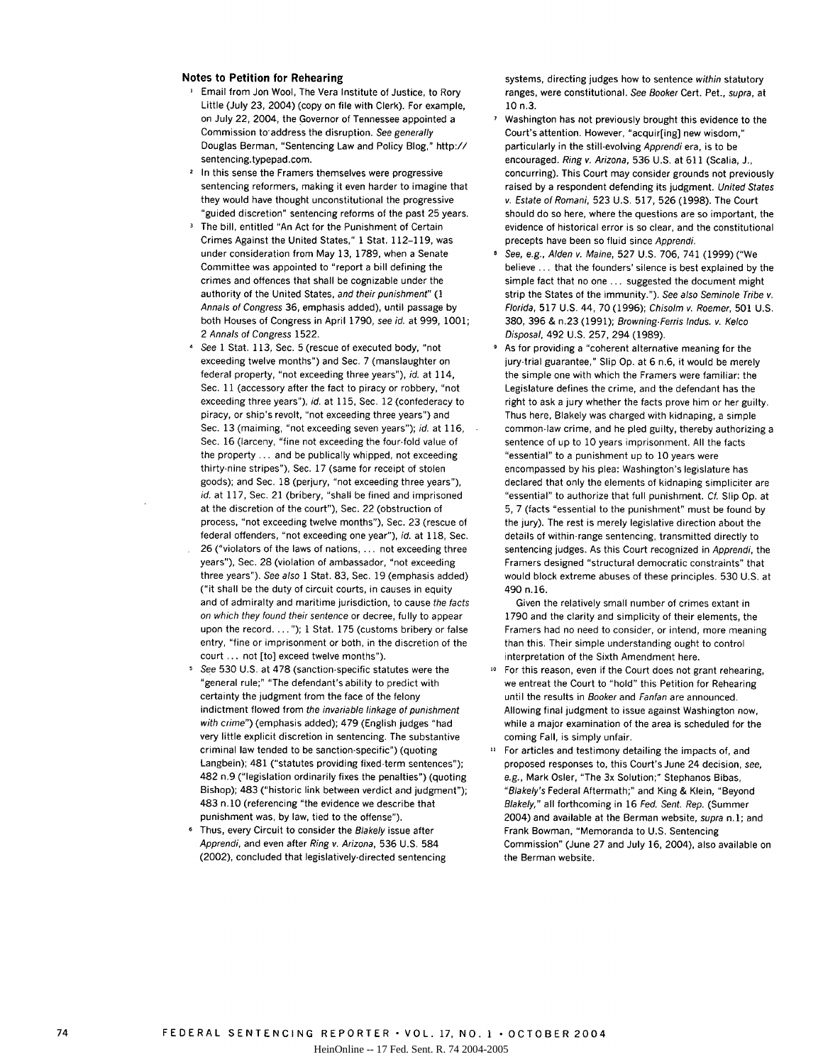### Notes to Petition for Rehearing

1. Email from Jon Wool, The Vera Institute of Justice, to Rory Little (July 23, 2004) (copy on file with Clerk). For example, on July 22, 2004, the Governor of Tennessee appointed a Commission to address the disruption. *See generally* Douglas Berman, "Sentencing Law and Policy Blog," http://sentencing.typepad.com.
2. In this sense the Framers themselves were progressive sentencing reformers, making it even harder to imagine that they would have thought unconstitutional the progressive "guided discretion" sentencing reforms of the past 25 years.
3. The bill, entitled "An Act for the Punishment of Certain Crimes Against the United States," 1 Stat. 112–119, was under consideration from May 13, 1789, when a Senate Committee was appointed to "report a bill defining the crimes and offences that shall be cognizable under the authority of the United States, *and their punishment*" (1 *Annals of Congress* 36, emphasis added), until passage by both Houses of Congress in April 1790, *see id.* at 999, 1001; 2 *Annals of Congress* 1522.
4. *See* 1 Stat. 113, Sec. 5 (rescue of executed body, "not exceeding twelve months") and Sec. 7 (manslaughter on federal property, "not exceeding three years"), *id.* at 114, Sec. 11 (accessory after the fact to piracy or robbery, "not exceeding three years"), *id.* at 115, Sec. 12 (confederacy to piracy, or ship's revolt, "not exceeding three years") and Sec. 13 (maiming, "not exceeding seven years"); *id.* at 116, Sec. 16 (larceny, "fine not exceeding the four-fold value of the property ... and be publically whipped, not exceeding thirty-nine stripes"), Sec. 17 (same for receipt of stolen goods); and Sec. 18 (perjury, "not exceeding three years"), *id.* at 117, Sec. 21 (bribery, "shall be fined and imprisoned at the discretion of the court"), Sec. 22 (obstruction of process, "not exceeding twelve months"), Sec. 23 (rescue of federal offenders, "not exceeding one year"), *id.* at 118, Sec. 26 ("violators of the laws of nations, ... not exceeding three years"), Sec. 28 (violation of ambassador, "not exceeding three years"). *See also* 1 Stat. 83, Sec. 19 (emphasis added) ("it shall be the duty of circuit courts, in causes in equity and of admiralty and maritime jurisdiction, to cause *the facts on which they found their sentence* or decree, fully to appear upon the record. ..."); 1 Stat. 175 (customs bribery or false entry, "fine or imprisonment or both, in the discretion of the court ... not [to] exceed twelve months").
5. *See* 530 U.S. at 478 (sanction-specific statutes were the "general rule;" "The defendant's ability to predict with certainty the judgment from the face of the felony indictment flowed from *the invariable linkage of punishment with crime*") (emphasis added); 479 (English judges "had very little explicit discretion in sentencing. The substantive criminal law tended to be sanction-specific") (quoting Langbein); 481 ("statutes providing fixed-term sentences"); 482 n.9 ("legislation ordinarily fixes the penalties") (quoting Bishop); 483 ("historic link between verdict and judgment"); 483 n.10 (referencing "the evidence we describe that punishment was, by law, tied to the offense").
6. Thus, every Circuit to consider the *Blakely* issue after *Apprendi*, and even after *Ring v. Arizona*, 536 U.S. 584 (2002), concluded that legislatively-directed sentencing systems, directing judges how to sentence *within* statutory ranges, were constitutional. *See Booker* Cert. Pet., *supra*, at 10 n.3.
7. Washington has not previously brought this evidence to the Court's attention. However, "acquir[ing] new wisdom," particularly in the still-evolving *Apprendi* era, is to be encouraged. *Ring v. Arizona*, 536 U.S. at 611 (Scalia, J., concurring). This Court may consider grounds not previously raised by a respondent defending its judgment. *United States v. Estate of Romani*, 523 U.S. 517, 526 (1998). The Court should do so here, where the questions are so important, the evidence of historical error is so clear, and the constitutional precepts have been so fluid since *Apprendi*.
8. *See, e.g., Alden v. Maine*, 527 U.S. 706, 741 (1999) ("We believe ... that the founders' silence is best explained by the simple fact that no one ... suggested the document might strip the States of the immunity."). *See also Seminole Tribe v. Florida*, 517 U.S. 44, 70 (1996); *Chisolm v. Roemer*, 501 U.S. 380, 396 & n.23 (1991); *Browning-Ferris Indus. v. Kelco Disposal*, 492 U.S. 257, 294 (1989).
9. As for providing a "coherent alternative meaning for the jury-trial guarantee," Slip Op. at 6 n.6, it would be merely the simple one with which the Framers were familiar: the Legislature defines the crime, and the defendant has the right to ask a jury whether the facts prove him or her guilty. Thus here, Blakely was charged with kidnaping, a simple common-law crime, and he pled guilty, thereby authorizing a sentence of up to 10 years imprisonment. All the facts "essential" to a punishment up to 10 years were encompassed by his plea: Washington's legislature has declared that only the elements of kidnaping simpliciter are "essential" to authorize that full punishment. *Cf.* Slip Op. at 5, 7 (facts "essential to the punishment" must be found by the jury). The rest is merely legislative direction about the details of within-range sentencing, transmitted directly to sentencing judges. As this Court recognized in *Apprendi*, the Framers designed "structural democratic constraints" that would block extreme abuses of these principles. 530 U.S. at 490 n.16.

   Given the relatively small number of crimes extant in 1790 and the clarity and simplicity of their elements, the Framers had no need to consider, or intend, more meaning than this. Their simple understanding ought to control interpretation of the Sixth Amendment here.
10. For this reason, even if the Court does not grant rehearing, we entreat the Court to "hold" this Petition for Rehearing until the results in *Booker* and *Fanfan* are announced. Allowing final judgment to issue against Washington now, while a major examination of the area is scheduled for the coming Fall, is simply unfair.
11. For articles and testimony detailing the impacts of, and proposed responses to, this Court's June 24 decision, *see, e.g.*, Mark Osler, "The 3x Solution;" Stephanos Bibas, "*Blakely's* Federal Aftermath;" and King & Klein, "Beyond *Blakely*," all forthcoming in 16 *Fed. Sent. Rep.* (Summer 2004) and available at the Berman website, *supra* n.1; and Frank Bowman, "Memoranda to U.S. Sentencing Commission" (June 27 and July 16, 2004), also available on the Berman website.